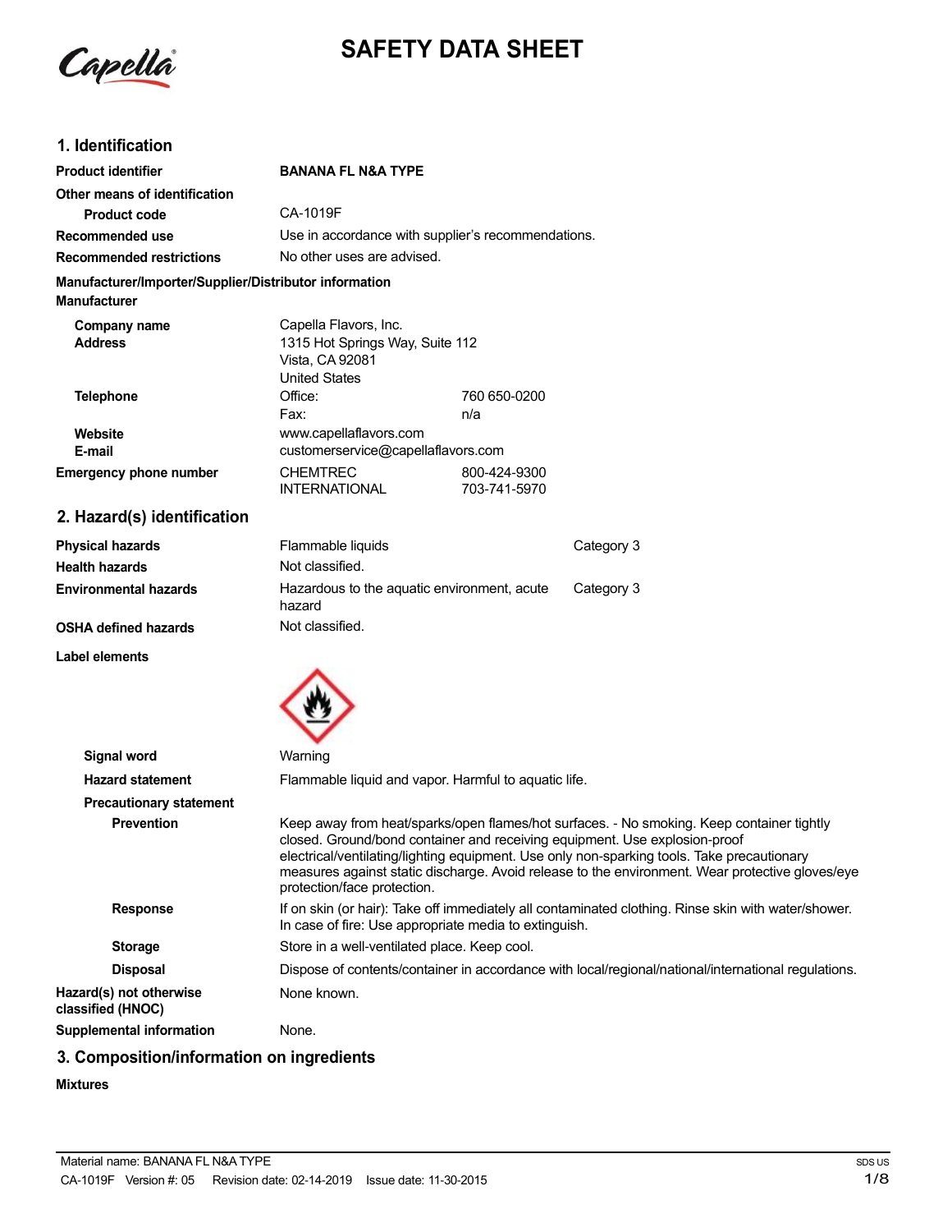# SAFETY DATA SHEET

## 1. Identification

| | | |
|---|---|---|
| **Product identifier** | **BANANA FL N&A TYPE** | |
| **Other means of identification** | | |
| **Product code** | CA-1019F | |
| **Recommended use** | Use in accordance with supplier's recommendations. | |
| **Recommended restrictions** | No other uses are advised. | |

**Manufacturer/Importer/Supplier/Distributor information**

**Manufacturer**

| | | |
|---|---|---|
| **Company name** | Capella Flavors, Inc. | |
| **Address** | 1315 Hot Springs Way, Suite 112<br>Vista, CA 92081<br>United States | |
| **Telephone** | Office: | 760 650-0200 |
| | Fax: | n/a |
| **Website** | www.capellaflavors.com | |
| **E-mail** | customerservice@capellaflavors.com | |
| **Emergency phone number** | CHEMTREC | 800-424-9300 |
| | INTERNATIONAL | 703-741-5970 |

## 2. Hazard(s) identification

| | | |
|---|---|---|
| **Physical hazards** | Flammable liquids | Category 3 |
| **Health hazards** | Not classified. | |
| **Environmental hazards** | Hazardous to the aquatic environment, acute hazard | Category 3 |
| **OSHA defined hazards** | Not classified. | |

**Label elements**

**Signal word** Warning

**Hazard statement** Flammable liquid and vapor. Harmful to aquatic life.

**Precautionary statement**

**Prevention** Keep away from heat/sparks/open flames/hot surfaces. - No smoking. Keep container tightly closed. Ground/bond container and receiving equipment. Use explosion-proof electrical/ventilating/lighting equipment. Use only non-sparking tools. Take precautionary measures against static discharge. Avoid release to the environment. Wear protective gloves/eye protection/face protection.

**Response** If on skin (or hair): Take off immediately all contaminated clothing. Rinse skin with water/shower. In case of fire: Use appropriate media to extinguish.

**Storage** Store in a well-ventilated place. Keep cool.

**Disposal** Dispose of contents/container in accordance with local/regional/national/international regulations.

**Hazard(s) not otherwise classified (HNOC)** None known.

**Supplemental information** None.

## 3. Composition/information on ingredients

**Mixtures**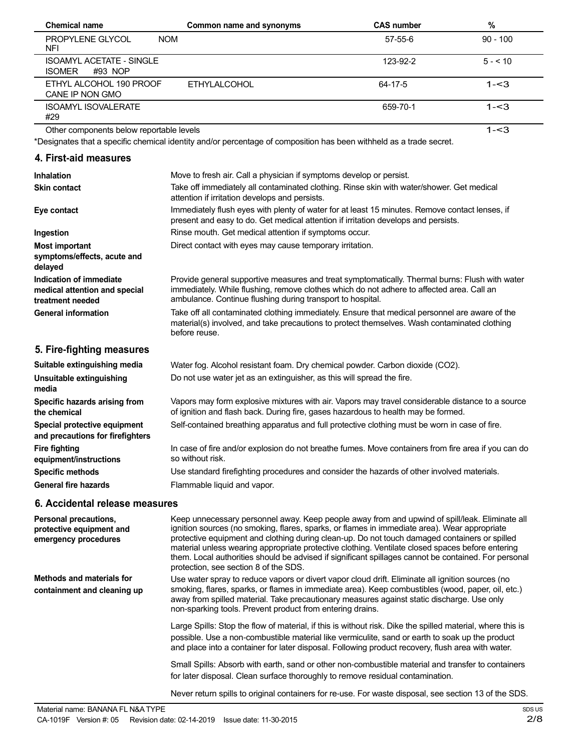| Chemical name | Common name and synonyms | CAS number | % |
| --- | --- | --- | --- |
| PROPYLENE GLYCOL NOM NFI | | 57-55-6 | 90 - 100 |
| ISOAMYL ACETATE - SINGLE ISOMER #93 NOP | | 123-92-2 | 5 - < 10 |
| ETHYL ALCOHOL 190 PROOF CANE IP NON GMO | ETHYLALCOHOL | 64-17-5 | 1-<3 |
| ISOAMYL ISOVALERATE #29 | | 659-70-1 | 1-<3 |
| Other components below reportable levels | | | 1-<3 |

*Designates that a specific chemical identity and/or percentage of composition has been withheld as a trade secret.

## 4. First-aid measures

**Inhalation**
Move to fresh air. Call a physician if symptoms develop or persist.

**Skin contact**
Take off immediately all contaminated clothing. Rinse skin with water/shower. Get medical attention if irritation develops and persists.

**Eye contact**
Immediately flush eyes with plenty of water for at least 15 minutes. Remove contact lenses, if present and easy to do. Get medical attention if irritation develops and persists.

**Ingestion**
Rinse mouth. Get medical attention if symptoms occur.

**Most important symptoms/effects, acute and delayed**
Direct contact with eyes may cause temporary irritation.

**Indication of immediate medical attention and special treatment needed**
Provide general supportive measures and treat symptomatically. Thermal burns: Flush with water immediately. While flushing, remove clothes which do not adhere to affected area. Call an ambulance. Continue flushing during transport to hospital.

**General information**
Take off all contaminated clothing immediately. Ensure that medical personnel are aware of the material(s) involved, and take precautions to protect themselves. Wash contaminated clothing before reuse.

## 5. Fire-fighting measures

**Suitable extinguishing media**
Water fog. Alcohol resistant foam. Dry chemical powder. Carbon dioxide ($CO_2$).

**Unsuitable extinguishing media**
Do not use water jet as an extinguisher, as this will spread the fire.

**Specific hazards arising from the chemical**
Vapors may form explosive mixtures with air. Vapors may travel considerable distance to a source of ignition and flash back. During fire, gases hazardous to health may be formed.

**Special protective equipment and precautions for firefighters**
Self-contained breathing apparatus and full protective clothing must be worn in case of fire.

**Fire fighting equipment/instructions**
In case of fire and/or explosion do not breathe fumes. Move containers from fire area if you can do so without risk.

**Specific methods**
Use standard firefighting procedures and consider the hazards of other involved materials.

**General fire hazards**
Flammable liquid and vapor.

## 6. Accidental release measures

**Personal precautions, protective equipment and emergency procedures**
Keep unnecessary personnel away. Keep people away from and upwind of spill/leak. Eliminate all ignition sources (no smoking, flares, sparks, or flames in immediate area). Wear appropriate protective equipment and clothing during clean-up. Do not touch damaged containers or spilled material unless wearing appropriate protective clothing. Ventilate closed spaces before entering them. Local authorities should be advised if significant spillages cannot be contained. For personal protection, see section 8 of the SDS.

**Methods and materials for containment and cleaning up**
Use water spray to reduce vapors or divert vapor cloud drift. Eliminate all ignition sources (no smoking, flares, sparks, or flames in immediate area). Keep combustibles (wood, paper, oil, etc.) away from spilled material. Take precautionary measures against static discharge. Use only non-sparking tools. Prevent product from entering drains.

Large Spills: Stop the flow of material, if this is without risk. Dike the spilled material, where this is possible. Use a non-combustible material like vermiculite, sand or earth to soak up the product and place into a container for later disposal. Following product recovery, flush area with water.

Small Spills: Absorb with earth, sand or other non-combustible material and transfer to containers for later disposal. Clean surface thoroughly to remove residual contamination.

Never return spills to original containers for re-use. For waste disposal, see section 13 of the SDS.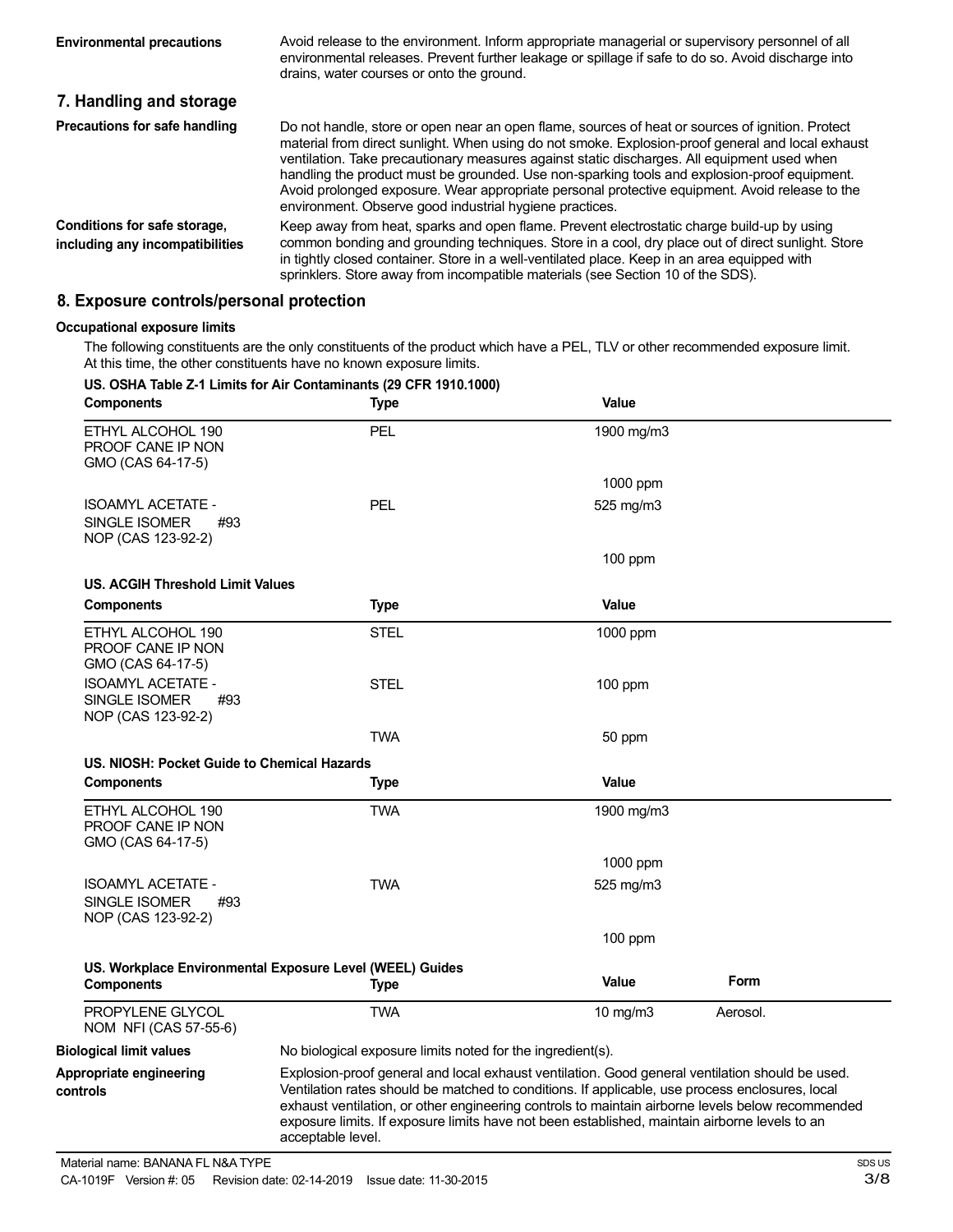**Environmental precautions** Avoid release to the environment. Inform appropriate managerial or supervisory personnel of all environmental releases. Prevent further leakage or spillage if safe to do so. Avoid discharge into drains, water courses or onto the ground.

## 7. Handling and storage

**Precautions for safe handling** Do not handle, store or open near an open flame, sources of heat or sources of ignition. Protect material from direct sunlight. When using do not smoke. Explosion-proof general and local exhaust ventilation. Take precautionary measures against static discharges. All equipment used when handling the product must be grounded. Use non-sparking tools and explosion-proof equipment. Avoid prolonged exposure. Wear appropriate personal protective equipment. Avoid release to the environment. Observe good industrial hygiene practices.

**Conditions for safe storage, including any incompatibilities** Keep away from heat, sparks and open flame. Prevent electrostatic charge build-up by using common bonding and grounding techniques. Store in a cool, dry place out of direct sunlight. Store in tightly closed container. Store in a well-ventilated place. Keep in an area equipped with sprinklers. Store away from incompatible materials (see Section 10 of the SDS).

## 8. Exposure controls/personal protection

**Occupational exposure limits**

The following constituents are the only constituents of the product which have a PEL, TLV or other recommended exposure limit. At this time, the other constituents have no known exposure limits.

**US. OSHA Table Z-1 Limits for Air Contaminants (29 CFR 1910.1000)**

| Components | Type | Value |
|---|---|---|
| ETHYL ALCOHOL 190 PROOF CANE IP NON GMO (CAS 64-17-5) | PEL | 1900 mg/m3 |
| | | 1000 ppm |
| ISOAMYL ACETATE - SINGLE ISOMER #93 NOP (CAS 123-92-2) | PEL | 525 mg/m3 |
| | | 100 ppm |

**US. ACGIH Threshold Limit Values**

| Components | Type | Value |
|---|---|---|
| ETHYL ALCOHOL 190 PROOF CANE IP NON GMO (CAS 64-17-5) | STEL | 1000 ppm |
| ISOAMYL ACETATE - SINGLE ISOMER #93 NOP (CAS 123-92-2) | STEL | 100 ppm |
| | TWA | 50 ppm |

**US. NIOSH: Pocket Guide to Chemical Hazards**

| Components | Type | Value |
|---|---|---|
| ETHYL ALCOHOL 190 PROOF CANE IP NON GMO (CAS 64-17-5) | TWA | 1900 mg/m3 |
| | | 1000 ppm |
| ISOAMYL ACETATE - SINGLE ISOMER #93 NOP (CAS 123-92-2) | TWA | 525 mg/m3 |
| | | 100 ppm |

**US. Workplace Environmental Exposure Level (WEEL) Guides**

| Components | Type | Value | Form |
|---|---|---|---|
| PROPYLENE GLYCOL NOM NFI (CAS 57-55-6) | TWA | 10 mg/m3 | Aerosol. |

**Biological limit values** No biological exposure limits noted for the ingredient(s).

**Appropriate engineering controls** Explosion-proof general and local exhaust ventilation. Good general ventilation should be used. Ventilation rates should be matched to conditions. If applicable, use process enclosures, local exhaust ventilation, or other engineering controls to maintain airborne levels below recommended exposure limits. If exposure limits have not been established, maintain airborne levels to an acceptable level.

Material name: BANANA FL N&A TYPE
CA-1019F Version #: 05 Revision date: 02-14-2019 Issue date: 11-30-2015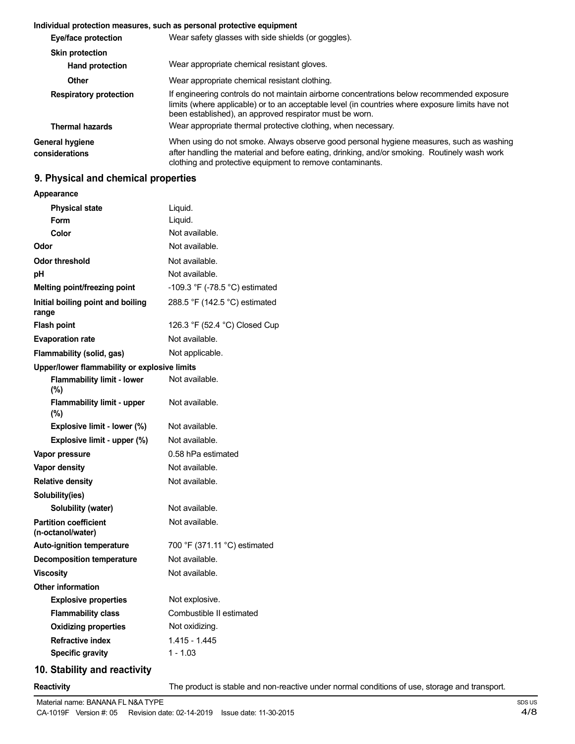**Individual protection measures, such as personal protective equipment**

| | |
|---|---|
| **Eye/face protection** | Wear safety glasses with side shields (or goggles). |
| **Skin protection** | |
| **Hand protection** | Wear appropriate chemical resistant gloves. |
| **Other** | Wear appropriate chemical resistant clothing. |
| **Respiratory protection** | If engineering controls do not maintain airborne concentrations below recommended exposure limits (where applicable) or to an acceptable level (in countries where exposure limits have not been established), an approved respirator must be worn. |
| **Thermal hazards** | Wear appropriate thermal protective clothing, when necessary. |
| **General hygiene considerations** | When using do not smoke. Always observe good personal hygiene measures, such as washing after handling the material and before eating, drinking, and/or smoking. Routinely wash work clothing and protective equipment to remove contaminants. |

## 9. Physical and chemical properties

| | |
|---|---|
| **Appearance** | |
| **Physical state** | Liquid. |
| **Form** | Liquid. |
| **Color** | Not available. |
| **Odor** | Not available. |
| **Odor threshold** | Not available. |
| **pH** | Not available. |
| **Melting point/freezing point** | -109.3 °F (-78.5 °C) estimated |
| **Initial boiling point and boiling range** | 288.5 °F (142.5 °C) estimated |
| **Flash point** | 126.3 °F (52.4 °C) Closed Cup |
| **Evaporation rate** | Not available. |
| **Flammability (solid, gas)** | Not applicable. |
| **Upper/lower flammability or explosive limits** | |
| **Flammability limit - lower (%)** | Not available. |
| **Flammability limit - upper (%)** | Not available. |
| **Explosive limit - lower (%)** | Not available. |
| **Explosive limit - upper (%)** | Not available. |
| **Vapor pressure** | 0.58 hPa estimated |
| **Vapor density** | Not available. |
| **Relative density** | Not available. |
| **Solubility(ies)** | |
| **Solubility (water)** | Not available. |
| **Partition coefficient (n-octanol/water)** | Not available. |
| **Auto-ignition temperature** | 700 °F (371.11 °C) estimated |
| **Decomposition temperature** | Not available. |
| **Viscosity** | Not available. |
| **Other information** | |
| **Explosive properties** | Not explosive. |
| **Flammability class** | Combustible II estimated |
| **Oxidizing properties** | Not oxidizing. |
| **Refractive index** | 1.415 - 1.445 |
| **Specific gravity** | 1 - 1.03 |

## 10. Stability and reactivity

| | |
|---|---|
| **Reactivity** | The product is stable and non-reactive under normal conditions of use, storage and transport. |

Material name: BANANA FL N&A TYPE

CA-1019F Version #: 05 Revision date: 02-14-2019 Issue date: 11-30-2015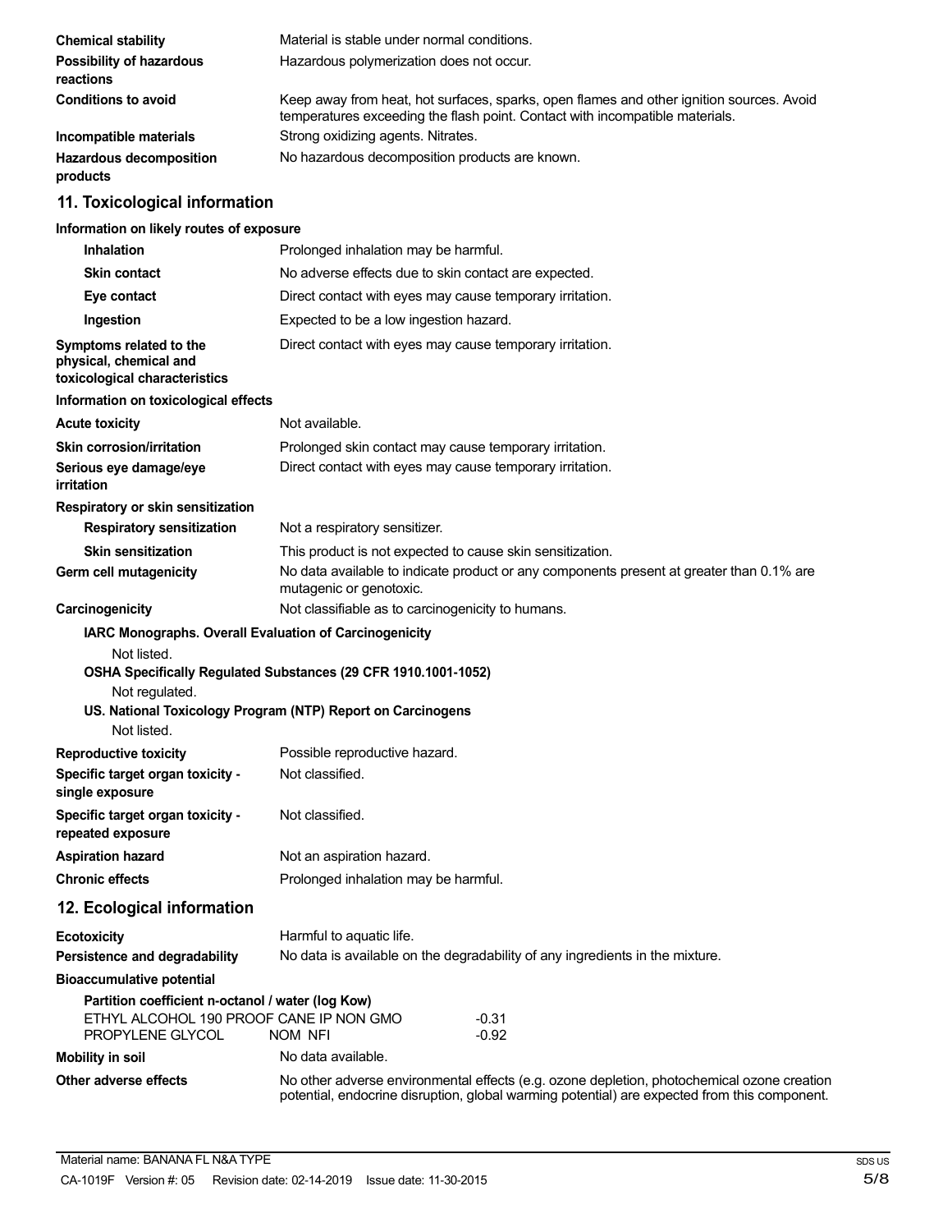| | |
|---|---|
| **Chemical stability** | Material is stable under normal conditions. |
| **Possibility of hazardous reactions** | Hazardous polymerization does not occur. |
| **Conditions to avoid** | Keep away from heat, hot surfaces, sparks, open flames and other ignition sources. Avoid temperatures exceeding the flash point. Contact with incompatible materials. |
| **Incompatible materials** | Strong oxidizing agents. Nitrates. |
| **Hazardous decomposition products** | No hazardous decomposition products are known. |

## 11. Toxicological information

**Information on likely routes of exposure**

| | |
|---|---|
| **Inhalation** | Prolonged inhalation may be harmful. |
| **Skin contact** | No adverse effects due to skin contact are expected. |
| **Eye contact** | Direct contact with eyes may cause temporary irritation. |
| **Ingestion** | Expected to be a low ingestion hazard. |
| **Symptoms related to the physical, chemical and toxicological characteristics** | Direct contact with eyes may cause temporary irritation. |

**Information on toxicological effects**

| | |
|---|---|
| **Acute toxicity** | Not available. |
| **Skin corrosion/irritation** | Prolonged skin contact may cause temporary irritation. |
| **Serious eye damage/eye irritation** | Direct contact with eyes may cause temporary irritation. |

**Respiratory or skin sensitization**

| | |
|---|---|
| **Respiratory sensitization** | Not a respiratory sensitizer. |
| **Skin sensitization** | This product is not expected to cause skin sensitization. |
| **Germ cell mutagenicity** | No data available to indicate product or any components present at greater than 0.1% are mutagenic or genotoxic. |
| **Carcinogenicity** | Not classifiable as to carcinogenicity to humans. |

**IARC Monographs. Overall Evaluation of Carcinogenicity**

Not listed.

**OSHA Specifically Regulated Substances (29 CFR 1910.1001-1052)**

Not regulated.

**US. National Toxicology Program (NTP) Report on Carcinogens**

Not listed.

| | |
|---|---|
| **Reproductive toxicity** | Possible reproductive hazard. |
| **Specific target organ toxicity - single exposure** | Not classified. |
| **Specific target organ toxicity - repeated exposure** | Not classified. |
| **Aspiration hazard** | Not an aspiration hazard. |
| **Chronic effects** | Prolonged inhalation may be harmful. |

## 12. Ecological information

| | |
|---|---|
| **Ecotoxicity** | Harmful to aquatic life. |
| **Persistence and degradability** | No data is available on the degradability of any ingredients in the mixture. |

**Bioaccumulative potential**

**Partition coefficient n-octanol / water (log Kow)**

| | |
|---|---|
| ETHYL ALCOHOL 190 PROOF CANE IP NON GMO | -0.31 |
| PROPYLENE GLYCOL NOM NFI | -0.92 |

| | |
|---|---|
| **Mobility in soil** | No data available. |
| **Other adverse effects** | No other adverse environmental effects (e.g. ozone depletion, photochemical ozone creation potential, endocrine disruption, global warming potential) are expected from this component. |

Material name: BANANA FL N&A TYPE

CA-1019F Version #: 05 Revision date: 02-14-2019 Issue date: 11-30-2015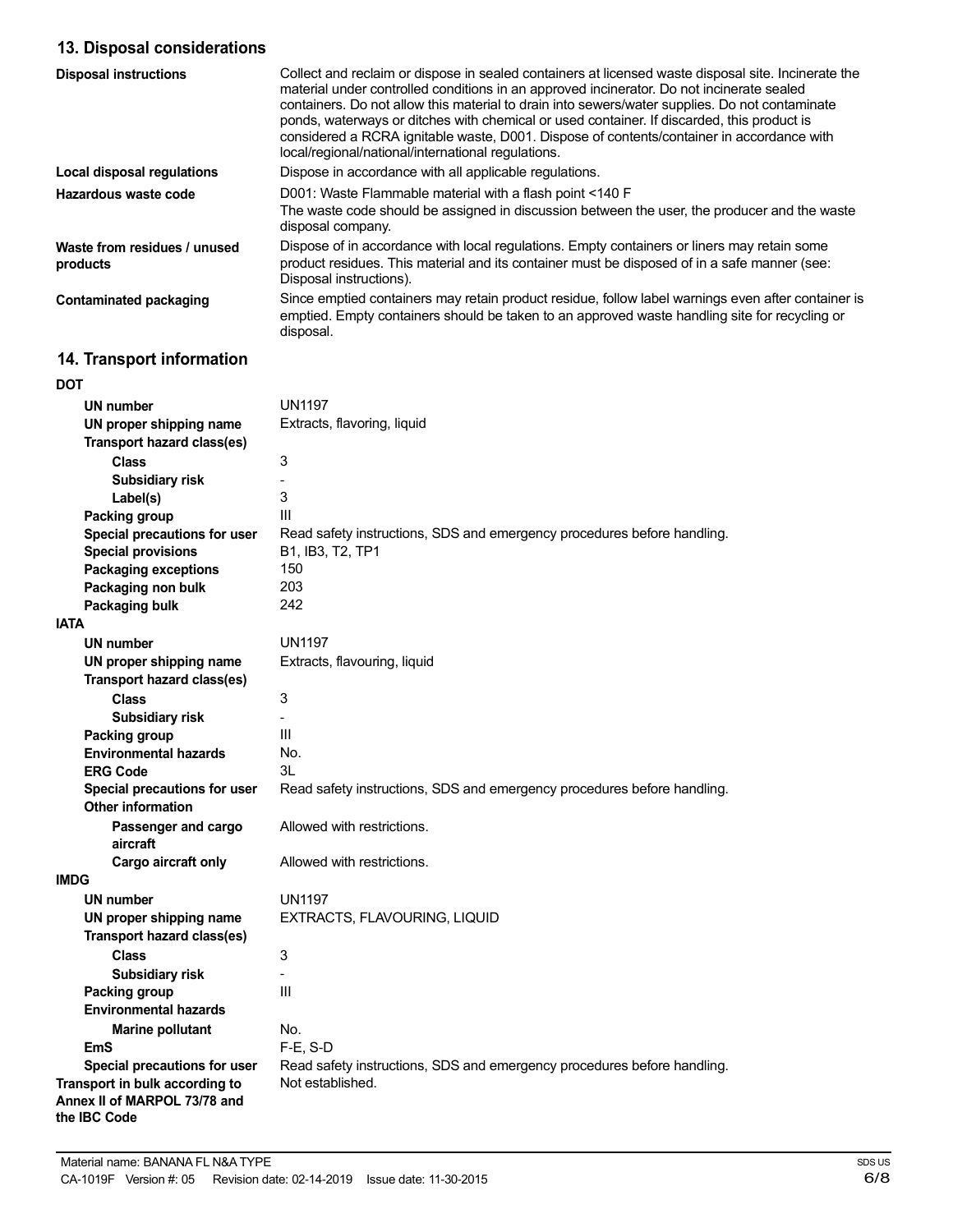## 13. Disposal considerations

| | |
|---|---|
| **Disposal instructions** | Collect and reclaim or dispose in sealed containers at licensed waste disposal site. Incinerate the material under controlled conditions in an approved incinerator. Do not incinerate sealed containers. Do not allow this material to drain into sewers/water supplies. Do not contaminate ponds, waterways or ditches with chemical or used container. If discarded, this product is considered a RCRA ignitable waste, D001. Dispose of contents/container in accordance with local/regional/national/international regulations. |
| **Local disposal regulations** | Dispose in accordance with all applicable regulations. |
| **Hazardous waste code** | D001: Waste Flammable material with a flash point <140 F<br>The waste code should be assigned in discussion between the user, the producer and the waste disposal company. |
| **Waste from residues / unused products** | Dispose of in accordance with local regulations. Empty containers or liners may retain some product residues. This material and its container must be disposed of in a safe manner (see: Disposal instructions). |
| **Contaminated packaging** | Since emptied containers may retain product residue, follow label warnings even after container is emptied. Empty containers should be taken to an approved waste handling site for recycling or disposal. |

## 14. Transport information

**DOT**

| | |
|---|---|
| **UN number** | UN1197 |
| **UN proper shipping name** | Extracts, flavoring, liquid |
| **Transport hazard class(es)** | |
| **Class** | 3 |
| **Subsidiary risk** | - |
| **Label(s)** | 3 |
| **Packing group** | III |
| **Special precautions for user** | Read safety instructions, SDS and emergency procedures before handling. |
| **Special provisions** | B1, IB3, T2, TP1 |
| **Packaging exceptions** | 150 |
| **Packaging non bulk** | 203 |
| **Packaging bulk** | 242 |

**IATA**

| | |
|---|---|
| **UN number** | UN1197 |
| **UN proper shipping name** | Extracts, flavouring, liquid |
| **Transport hazard class(es)** | |
| **Class** | 3 |
| **Subsidiary risk** | - |
| **Packing group** | III |
| **Environmental hazards** | No. |
| **ERG Code** | 3L |
| **Special precautions for user** | Read safety instructions, SDS and emergency procedures before handling. |
| **Other information** | |
| **Passenger and cargo aircraft** | Allowed with restrictions. |
| **Cargo aircraft only** | Allowed with restrictions. |

**IMDG**

| | |
|---|---|
| **UN number** | UN1197 |
| **UN proper shipping name** | EXTRACTS, FLAVOURING, LIQUID |
| **Transport hazard class(es)** | |
| **Class** | 3 |
| **Subsidiary risk** | - |
| **Packing group** | III |
| **Environmental hazards** | |
| **Marine pollutant** | No. |
| **EmS** | F-E, S-D |
| **Special precautions for user** | Read safety instructions, SDS and emergency procedures before handling. |

| | |
|---|---|
| **Transport in bulk according to Annex II of MARPOL 73/78 and the IBC Code** | Not established. |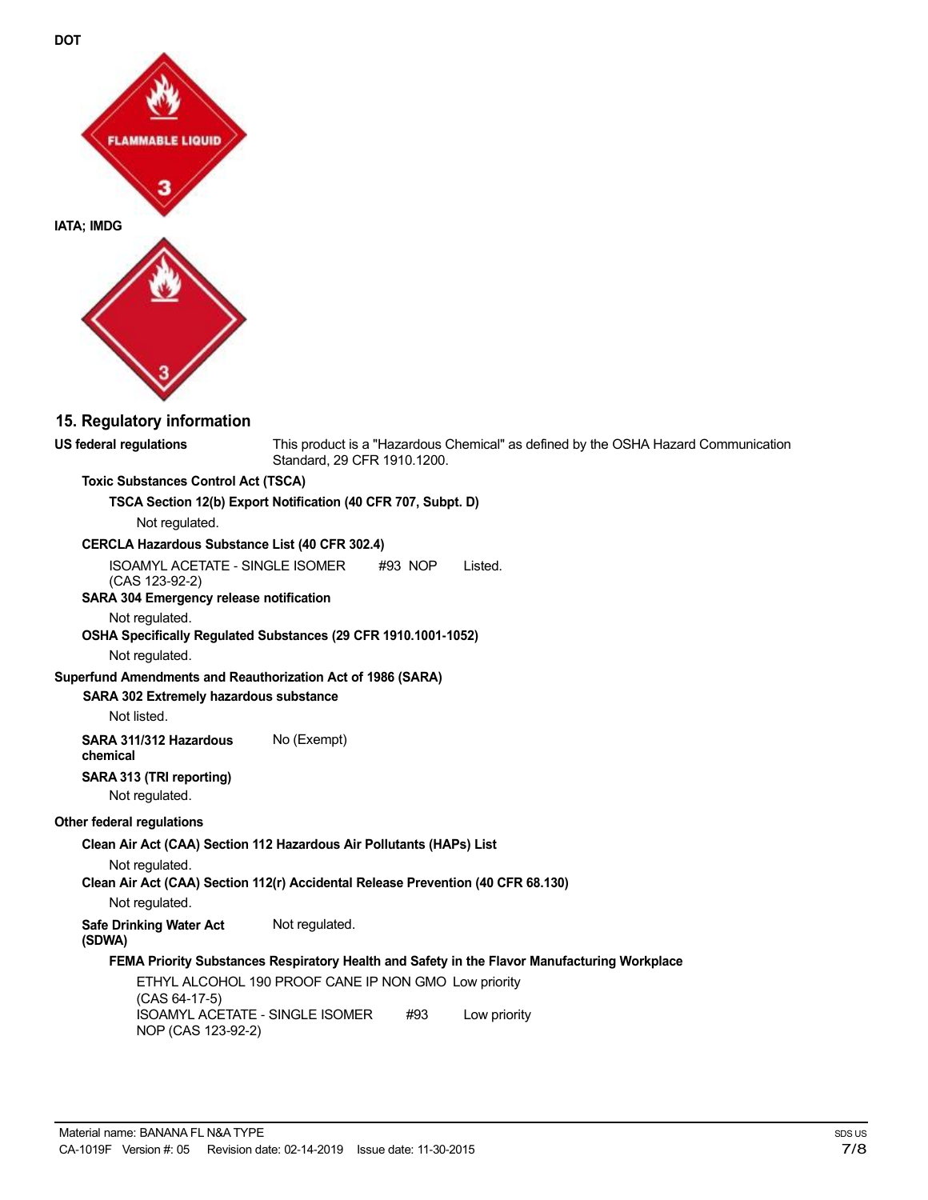**DOT**

**IATA; IMDG**

## 15. Regulatory information

**US federal regulations** This product is a "Hazardous Chemical" as defined by the OSHA Hazard Communication Standard, 29 CFR 1910.1200.

**Toxic Substances Control Act (TSCA)**

**TSCA Section 12(b) Export Notification (40 CFR 707, Subpt. D)**

Not regulated.

**CERCLA Hazardous Substance List (40 CFR 302.4)**

| | |
|---|---|
| ISOAMYL ACETATE - SINGLE ISOMER #93 NOP (CAS 123-92-2) | Listed. |

**SARA 304 Emergency release notification**

Not regulated.

**OSHA Specifically Regulated Substances (29 CFR 1910.1001-1052)**

Not regulated.

**Superfund Amendments and Reauthorization Act of 1986 (SARA)**

**SARA 302 Extremely hazardous substance**

Not listed.

**SARA 311/312 Hazardous chemical** No (Exempt)

**SARA 313 (TRI reporting)**

Not regulated.

**Other federal regulations**

**Clean Air Act (CAA) Section 112 Hazardous Air Pollutants (HAPs) List**

Not regulated.

**Clean Air Act (CAA) Section 112(r) Accidental Release Prevention (40 CFR 68.130)**

Not regulated.

**Safe Drinking Water Act (SDWA)** Not regulated.

**FEMA Priority Substances Respiratory Health and Safety in the Flavor Manufacturing Workplace**

| | |
|---|---|
| ETHYL ALCOHOL 190 PROOF CANE IP NON GMO (CAS 64-17-5) | Low priority |
| ISOAMYL ACETATE - SINGLE ISOMER #93 NOP (CAS 123-92-2) | Low priority |

Material name: BANANA FL N&A TYPE

CA-1019F Version #: 05 Revision date: 02-14-2019 Issue date: 11-30-2015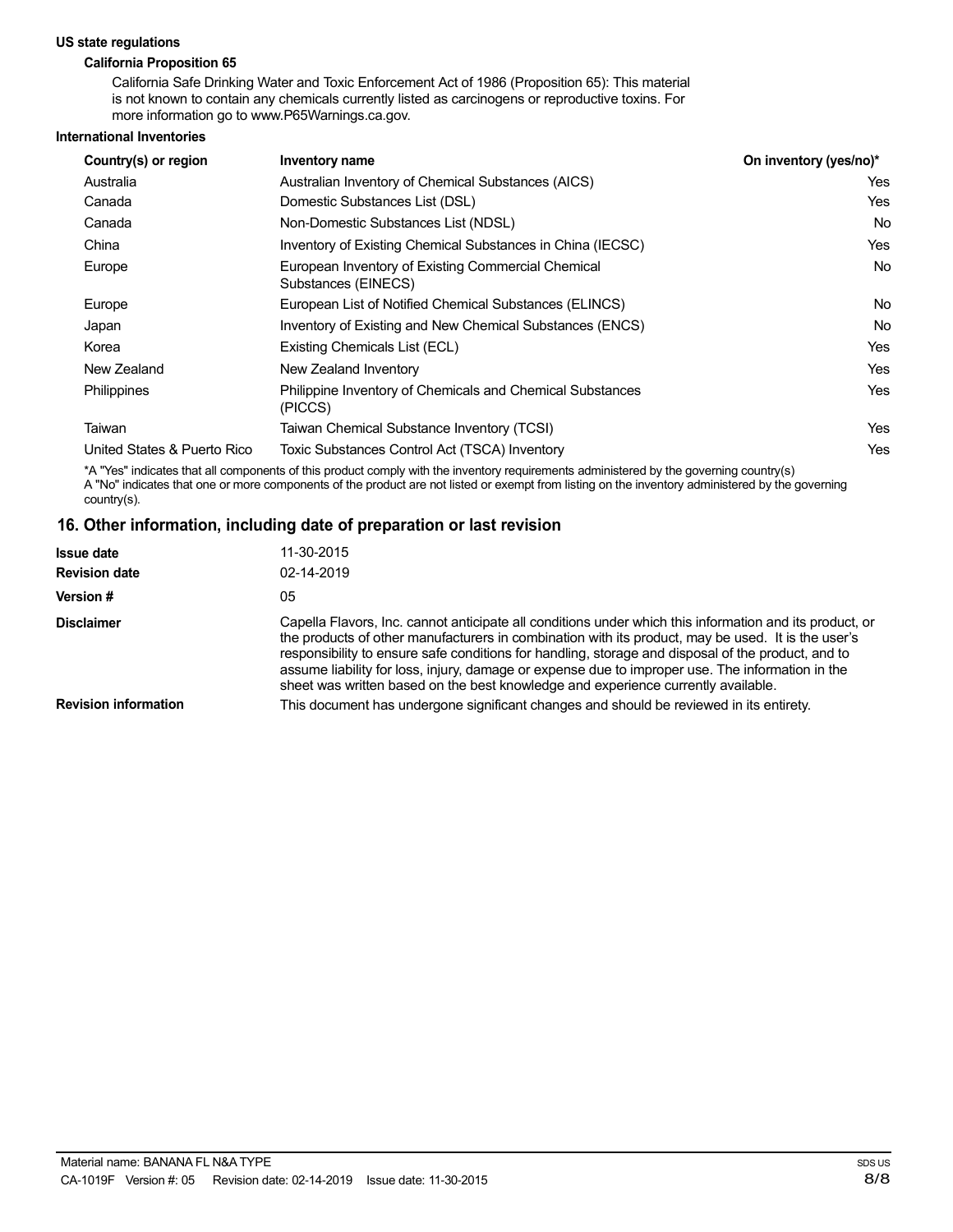**US state regulations**

**California Proposition 65**

California Safe Drinking Water and Toxic Enforcement Act of 1986 (Proposition 65): This material is not known to contain any chemicals currently listed as carcinogens or reproductive toxins. For more information go to www.P65Warnings.ca.gov.

**International Inventories**

| Country(s) or region | Inventory name | On inventory (yes/no)* |
|---|---|---|
| Australia | Australian Inventory of Chemical Substances (AICS) | Yes |
| Canada | Domestic Substances List (DSL) | Yes |
| Canada | Non-Domestic Substances List (NDSL) | No |
| China | Inventory of Existing Chemical Substances in China (IECSC) | Yes |
| Europe | European Inventory of Existing Commercial Chemical Substances (EINECS) | No |
| Europe | European List of Notified Chemical Substances (ELINCS) | No |
| Japan | Inventory of Existing and New Chemical Substances (ENCS) | No |
| Korea | Existing Chemicals List (ECL) | Yes |
| New Zealand | New Zealand Inventory | Yes |
| Philippines | Philippine Inventory of Chemicals and Chemical Substances (PICCS) | Yes |
| Taiwan | Taiwan Chemical Substance Inventory (TCSI) | Yes |
| United States & Puerto Rico | Toxic Substances Control Act (TSCA) Inventory | Yes |

*A "Yes" indicates that all components of this product comply with the inventory requirements administered by the governing country(s)
A "No" indicates that one or more components of the product are not listed or exempt from listing on the inventory administered by the governing country(s).

## 16. Other information, including date of preparation or last revision

**Issue date** 11-30-2015

**Revision date** 02-14-2019

**Version #** 05

**Disclaimer** Capella Flavors, Inc. cannot anticipate all conditions under which this information and its product, or the products of other manufacturers in combination with its product, may be used. It is the user's responsibility to ensure safe conditions for handling, storage and disposal of the product, and to assume liability for loss, injury, damage or expense due to improper use. The information in the sheet was written based on the best knowledge and experience currently available.

**Revision information** This document has undergone significant changes and should be reviewed in its entirety.